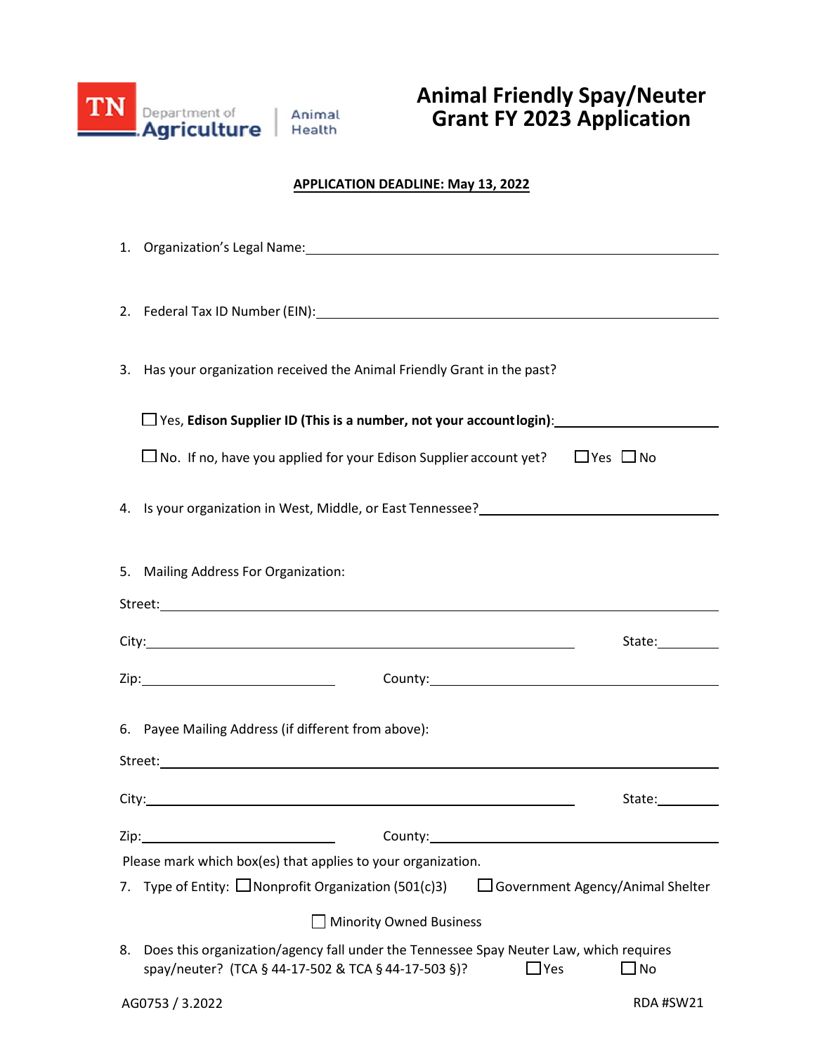TN Department of Agriculture | Animal Health

# Animal Friendly Spay/Neuter Grant FY 2023 Application

**APPLICATION DEADLINE: May 13, 2022**

1. Organization's Legal Name: ______________________________

2. Federal Tax ID Number (EIN): ______________________________

3. Has your organization received the Animal Friendly Grant in the past?

   ☐ Yes, **Edison Supplier ID (This is a number, not your account login)**: ______________

   ☐ No. If no, have you applied for your Edison Supplier account yet? ☐ Yes ☐ No

4. Is your organization in West, Middle, or East Tennessee? ______________________

5. Mailing Address For Organization:

Street: ______________________________

City: ______________________ State: ________

Zip: ______________ County: ______________

6. Payee Mailing Address (if different from above):

Street: ______________________________

City: ______________________ State: ________

Zip: ______________ County: ______________

Please mark which box(es) that applies to your organization.

7. Type of Entity: ☐ Nonprofit Organization (501(c)3) ☐ Government Agency/Animal Shelter

   ☐ Minority Owned Business

8. Does this organization/agency fall under the Tennessee Spay Neuter Law, which requires spay/neuter? (TCA § 44-17-502 & TCA § 44-17-503 §)? ☐ Yes ☐ No

AG0753 / 3.2022 RDA #SW21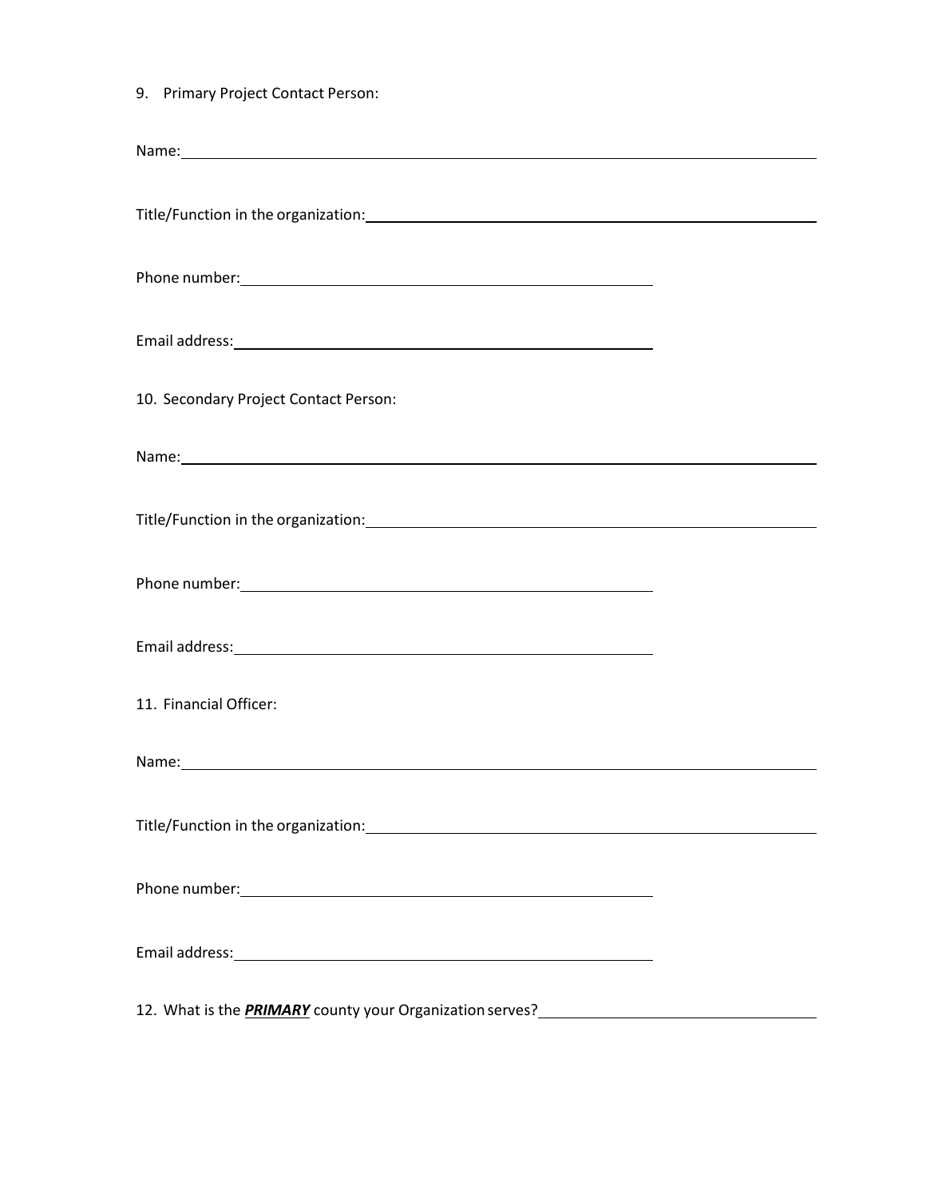9. Primary Project Contact Person:

Name: ______________________________________________________________________

Title/Function in the organization: ___________________________________________

Phone number: ________________________________________

Email address: ________________________________________

10. Secondary Project Contact Person:

Name: ______________________________________________________________________

Title/Function in the organization: ___________________________________________

Phone number: ________________________________________

Email address: ________________________________________

11. Financial Officer:

Name: ______________________________________________________________________

Title/Function in the organization: ___________________________________________

Phone number: ________________________________________

Email address: ________________________________________

12. What is the ***PRIMARY*** county your Organization serves? ___________________________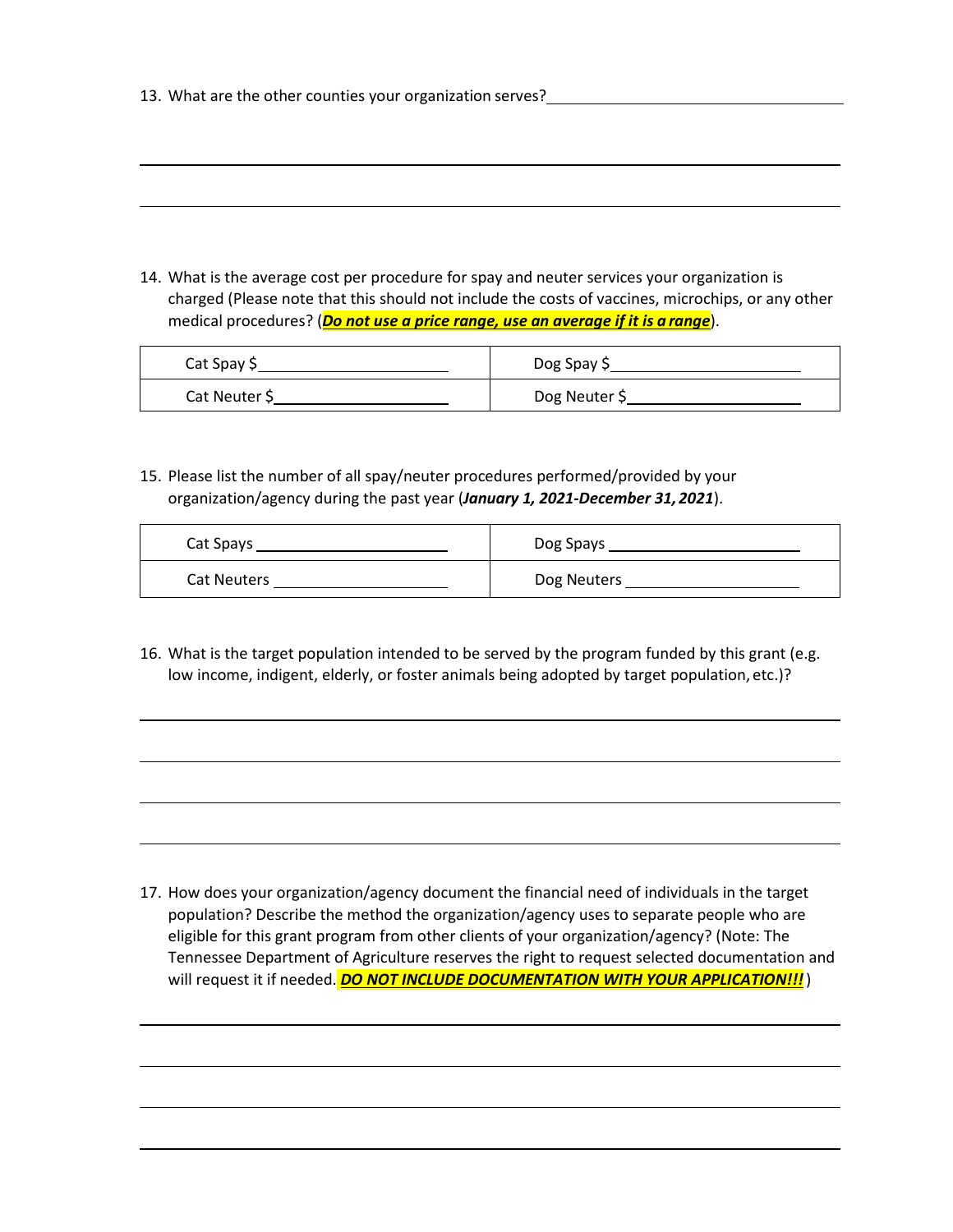13. What are the other counties your organization serves? ______________________________

______________________________________________________________________________

______________________________________________________________________________

14. What is the average cost per procedure for spay and neuter services your organization is charged (Please note that this should not include the costs of vaccines, microchips, or any other medical procedures? (***Do not use a price range, use an average if it is a range***).

| | |
|---|---|
| Cat Spay $____________________ | Dog Spay $____________________ |
| Cat Neuter $____________________ | Dog Neuter $____________________ |

15. Please list the number of all spay/neuter procedures performed/provided by your organization/agency during the past year (***January 1, 2021-December 31, 2021***).

| | |
|---|---|
| Cat Spays ____________________ | Dog Spays ____________________ |
| Cat Neuters ____________________ | Dog Neuters ____________________ |

16. What is the target population intended to be served by the program funded by this grant (e.g. low income, indigent, elderly, or foster animals being adopted by target population, etc.)?

______________________________________________________________________________

______________________________________________________________________________

______________________________________________________________________________

______________________________________________________________________________

17. How does your organization/agency document the financial need of individuals in the target population? Describe the method the organization/agency uses to separate people who are eligible for this grant program from other clients of your organization/agency? (Note: The Tennessee Department of Agriculture reserves the right to request selected documentation and will request it if needed. ***DO NOT INCLUDE DOCUMENTATION WITH YOUR APPLICATION!!!***)

______________________________________________________________________________

______________________________________________________________________________

______________________________________________________________________________

______________________________________________________________________________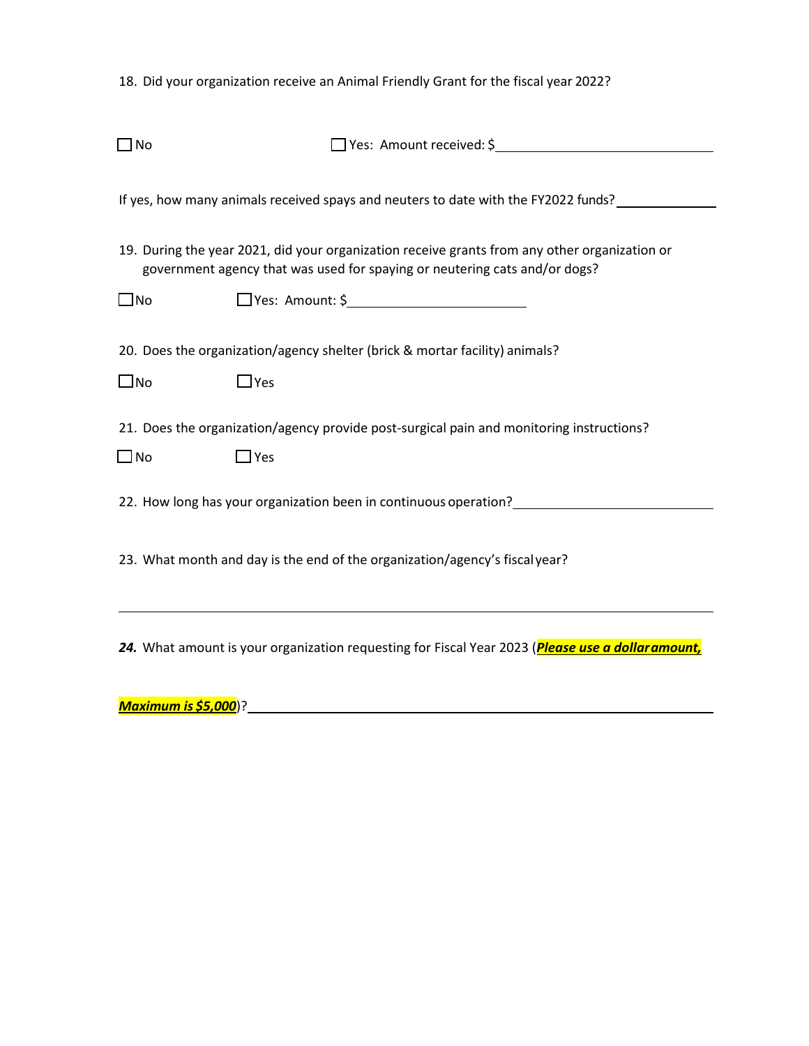18. Did your organization receive an Animal Friendly Grant for the fiscal year 2022?

☐ No ☐ Yes: Amount received: $\_\_\_\_\_\_\_\_\_\_\_\_\_\_\_\_\_\_\_\_\_\_\_\_\_\_\_\_\_\_

If yes, how many animals received spays and neuters to date with the FY2022 funds? \_\_\_\_\_\_\_\_\_\_\_\_\_\_

19. During the year 2021, did your organization receive grants from any other organization or government agency that was used for spaying or neutering cats and/or dogs?

☐ No ☐ Yes: Amount: $\_\_\_\_\_\_\_\_\_\_\_\_\_\_\_\_\_\_\_\_\_\_\_\_\_

20. Does the organization/agency shelter (brick & mortar facility) animals?

☐ No ☐ Yes

21. Does the organization/agency provide post-surgical pain and monitoring instructions?

☐ No ☐ Yes

22. How long has your organization been in continuous operation? \_\_\_\_\_\_\_\_\_\_\_\_\_\_\_\_\_\_\_\_\_\_\_\_\_\_\_\_

23. What month and day is the end of the organization/agency's fiscal year?

\_\_\_\_\_\_\_\_\_\_\_\_\_\_\_\_\_\_\_\_\_\_\_\_\_\_\_\_\_\_\_\_\_\_\_\_\_\_\_\_\_\_\_\_\_\_\_\_\_\_\_\_\_\_\_\_\_\_\_\_\_\_\_\_\_\_\_\_\_\_\_\_\_\_\_\_

***24.*** What amount is your organization requesting for Fiscal Year 2023 (***Please use a dollar amount, Maximum is $5,000***)? \_\_\_\_\_\_\_\_\_\_\_\_\_\_\_\_\_\_\_\_\_\_\_\_\_\_\_\_\_\_\_\_\_\_\_\_\_\_\_\_\_\_\_\_\_\_\_\_\_\_\_\_\_\_\_\_\_\_\_\_\_\_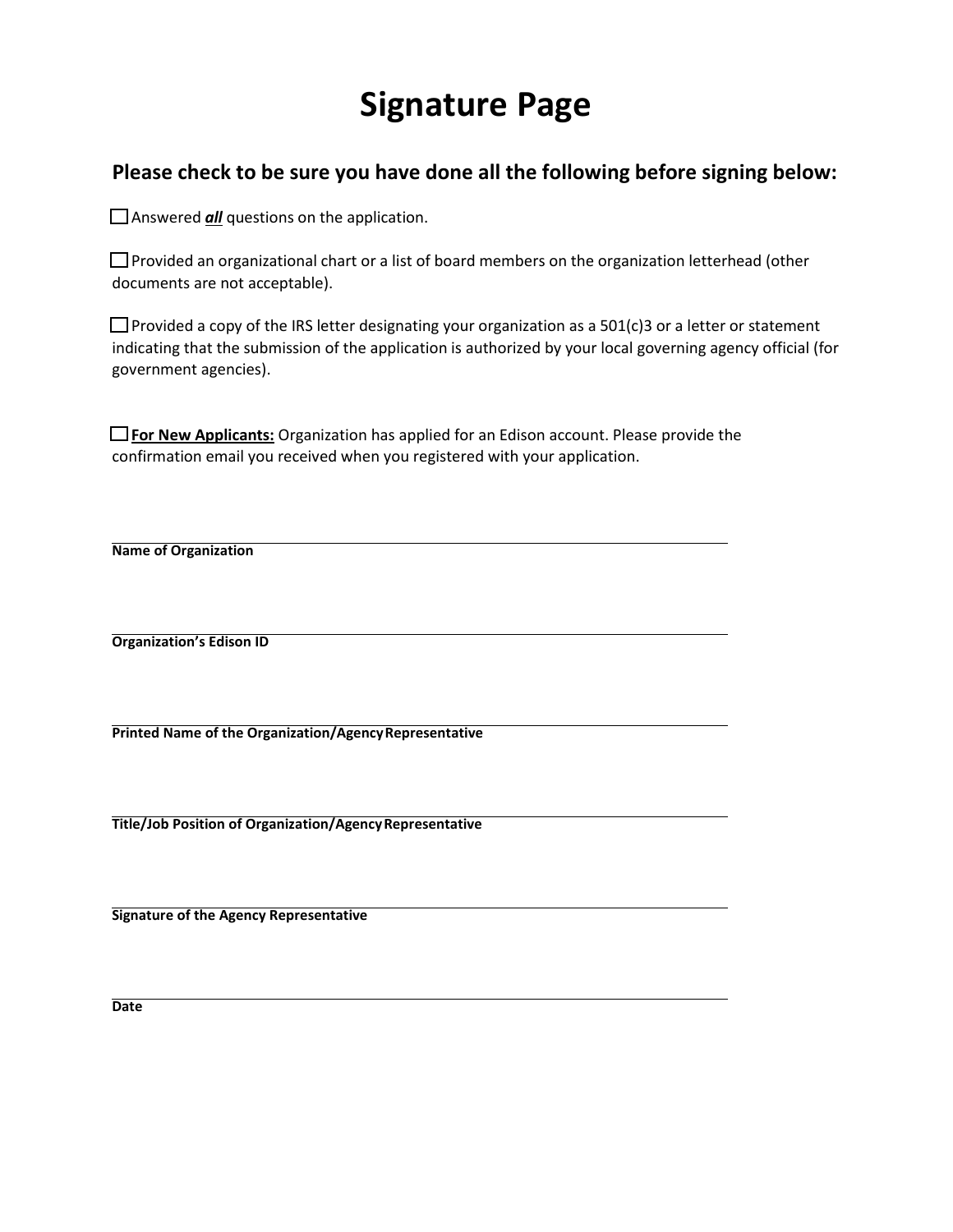# Signature Page

## Please check to be sure you have done all the following before signing below:

- [ ] Answered ***all*** questions on the application.

- [ ] Provided an organizational chart or a list of board members on the organization letterhead (other documents are not acceptable).

- [ ] Provided a copy of the IRS letter designating your organization as a 501(c)3 or a letter or statement indicating that the submission of the application is authorized by your local governing agency official (for government agencies).

- [ ] **For New Applicants:** Organization has applied for an Edison account. Please provide the confirmation email you received when you registered with your application.

\_\_\_\_\_\_\_\_\_\_\_\_\_\_\_\_\_\_\_\_\_\_\_\_\_\_\_\_\_\_\_\_\_\_\_\_\_\_\_\_\_\_\_\_\_\_\_\_\_\_\_\_\_\_\_\_\_\_\_\_\_\_\_\_\_\_\_\_\_\_
**Name of Organization**

\_\_\_\_\_\_\_\_\_\_\_\_\_\_\_\_\_\_\_\_\_\_\_\_\_\_\_\_\_\_\_\_\_\_\_\_\_\_\_\_\_\_\_\_\_\_\_\_\_\_\_\_\_\_\_\_\_\_\_\_\_\_\_\_\_\_\_\_\_\_
**Organization's Edison ID**

\_\_\_\_\_\_\_\_\_\_\_\_\_\_\_\_\_\_\_\_\_\_\_\_\_\_\_\_\_\_\_\_\_\_\_\_\_\_\_\_\_\_\_\_\_\_\_\_\_\_\_\_\_\_\_\_\_\_\_\_\_\_\_\_\_\_\_\_\_\_
**Printed Name of the Organization/Agency Representative**

\_\_\_\_\_\_\_\_\_\_\_\_\_\_\_\_\_\_\_\_\_\_\_\_\_\_\_\_\_\_\_\_\_\_\_\_\_\_\_\_\_\_\_\_\_\_\_\_\_\_\_\_\_\_\_\_\_\_\_\_\_\_\_\_\_\_\_\_\_\_
**Title/Job Position of Organization/Agency Representative**

\_\_\_\_\_\_\_\_\_\_\_\_\_\_\_\_\_\_\_\_\_\_\_\_\_\_\_\_\_\_\_\_\_\_\_\_\_\_\_\_\_\_\_\_\_\_\_\_\_\_\_\_\_\_\_\_\_\_\_\_\_\_\_\_\_\_\_\_\_\_
**Signature of the Agency Representative**

\_\_\_\_\_\_\_\_\_\_\_\_\_\_\_\_\_\_\_\_\_\_\_\_\_\_\_\_\_\_\_\_\_\_\_\_\_\_\_\_\_\_\_\_\_\_\_\_\_\_\_\_\_\_\_\_\_\_\_\_\_\_\_\_\_\_\_\_\_\_
**Date**